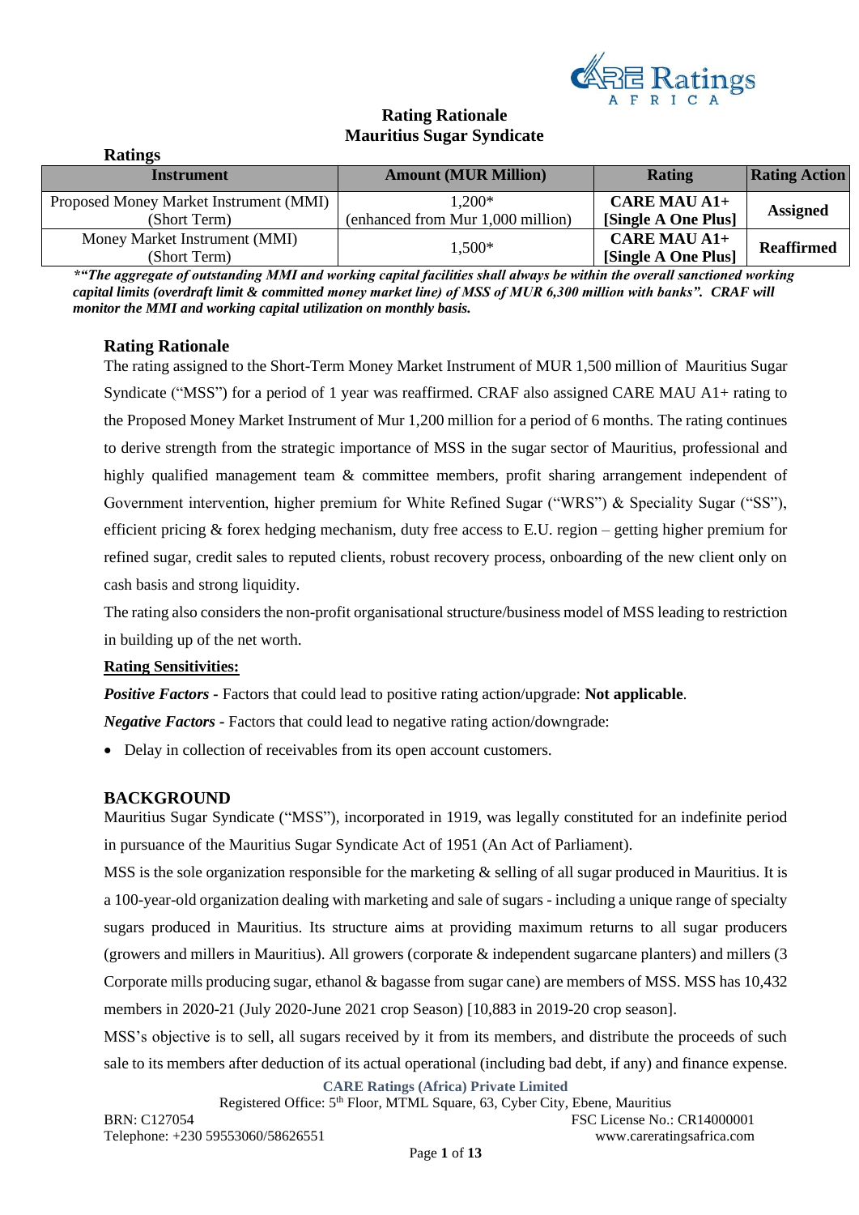# Rating Rationale
# Mauritius Sugar Syndicate

**Ratings**

| Instrument | Amount (MUR Million) | Rating | Rating Action |
|---|---|---|---|
| Proposed Money Market Instrument (MMI) (Short Term) | 1,200* (enhanced from Mur 1,000 million) | **CARE MAU A1+ [Single A One Plus]** | **Assigned** |
| Money Market Instrument (MMI) (Short Term) | 1,500* | **CARE MAU A1+ [Single A One Plus]** | **Reaffirmed** |

***"The aggregate of outstanding MMI and working capital facilities shall always be within the overall sanctioned working capital limits (overdraft limit & committed money market line) of MSS of MUR 6,300 million with banks". CRAF will monitor the MMI and working capital utilization on monthly basis.***

## Rating Rationale

The rating assigned to the Short-Term Money Market Instrument of MUR 1,500 million of Mauritius Sugar Syndicate ("MSS") for a period of 1 year was reaffirmed. CRAF also assigned CARE MAU A1+ rating to the Proposed Money Market Instrument of Mur 1,200 million for a period of 6 months. The rating continues to derive strength from the strategic importance of MSS in the sugar sector of Mauritius, professional and highly qualified management team & committee members, profit sharing arrangement independent of Government intervention, higher premium for White Refined Sugar ("WRS") & Speciality Sugar ("SS"), efficient pricing & forex hedging mechanism, duty free access to E.U. region – getting higher premium for refined sugar, credit sales to reputed clients, robust recovery process, onboarding of the new client only on cash basis and strong liquidity.

The rating also considers the non-profit organisational structure/business model of MSS leading to restriction in building up of the net worth.

**Rating Sensitivities:**

***Positive Factors*** - Factors that could lead to positive rating action/upgrade: **Not applicable**.

***Negative Factors*** - Factors that could lead to negative rating action/downgrade:

- Delay in collection of receivables from its open account customers.

## BACKGROUND

Mauritius Sugar Syndicate ("MSS"), incorporated in 1919, was legally constituted for an indefinite period in pursuance of the Mauritius Sugar Syndicate Act of 1951 (An Act of Parliament).

MSS is the sole organization responsible for the marketing & selling of all sugar produced in Mauritius. It is a 100-year-old organization dealing with marketing and sale of sugars - including a unique range of specialty sugars produced in Mauritius. Its structure aims at providing maximum returns to all sugar producers (growers and millers in Mauritius). All growers (corporate & independent sugarcane planters) and millers (3 Corporate mills producing sugar, ethanol & bagasse from sugar cane) are members of MSS. MSS has 10,432 members in 2020-21 (July 2020-June 2021 crop Season) [10,883 in 2019-20 crop season].

MSS's objective is to sell, all sugars received by it from its members, and distribute the proceeds of such sale to its members after deduction of its actual operational (including bad debt, if any) and finance expense.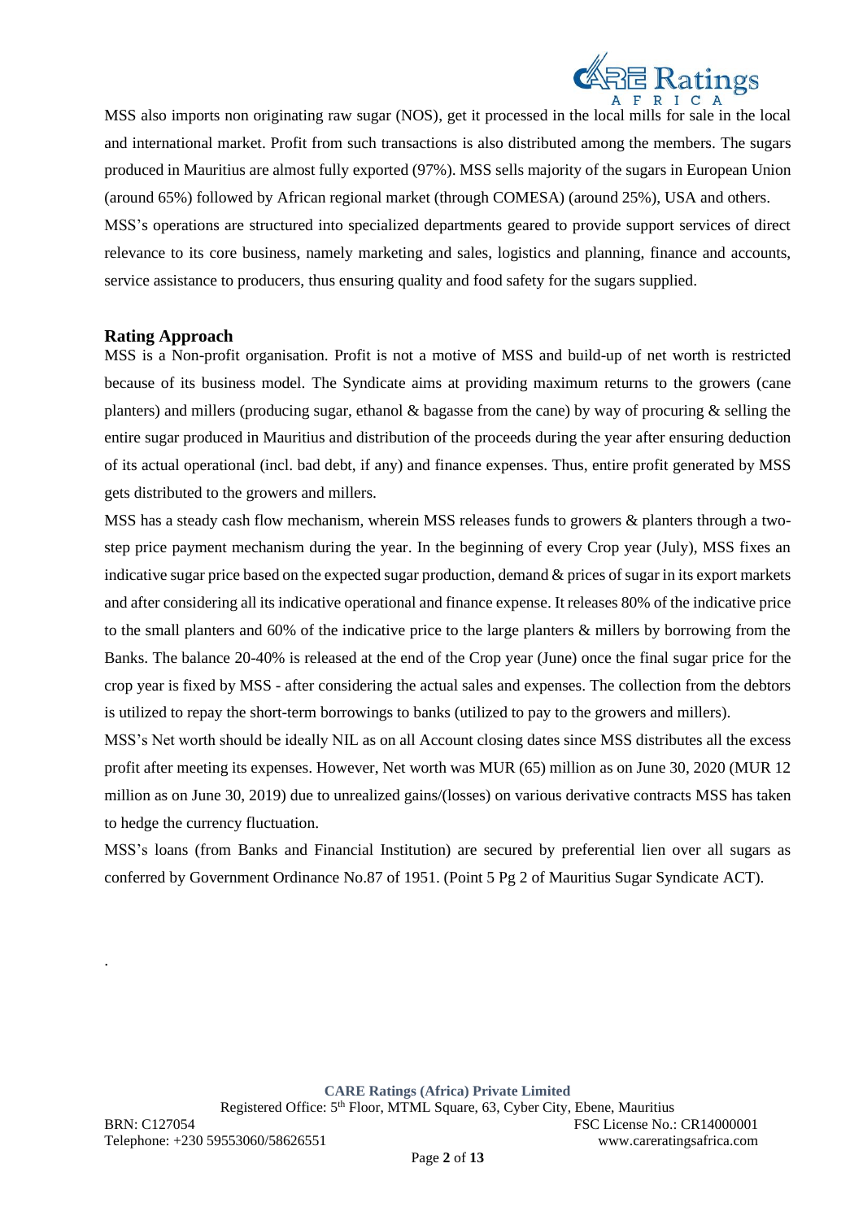MSS also imports non originating raw sugar (NOS), get it processed in the local mills for sale in the local and international market. Profit from such transactions is also distributed among the members. The sugars produced in Mauritius are almost fully exported (97%). MSS sells majority of the sugars in European Union (around 65%) followed by African regional market (through COMESA) (around 25%), USA and others.

MSS's operations are structured into specialized departments geared to provide support services of direct relevance to its core business, namely marketing and sales, logistics and planning, finance and accounts, service assistance to producers, thus ensuring quality and food safety for the sugars supplied.

## Rating Approach

MSS is a Non-profit organisation. Profit is not a motive of MSS and build-up of net worth is restricted because of its business model. The Syndicate aims at providing maximum returns to the growers (cane planters) and millers (producing sugar, ethanol & bagasse from the cane) by way of procuring & selling the entire sugar produced in Mauritius and distribution of the proceeds during the year after ensuring deduction of its actual operational (incl. bad debt, if any) and finance expenses. Thus, entire profit generated by MSS gets distributed to the growers and millers.

MSS has a steady cash flow mechanism, wherein MSS releases funds to growers & planters through a two-step price payment mechanism during the year. In the beginning of every Crop year (July), MSS fixes an indicative sugar price based on the expected sugar production, demand & prices of sugar in its export markets and after considering all its indicative operational and finance expense. It releases 80% of the indicative price to the small planters and 60% of the indicative price to the large planters & millers by borrowing from the Banks. The balance 20-40% is released at the end of the Crop year (June) once the final sugar price for the crop year is fixed by MSS - after considering the actual sales and expenses. The collection from the debtors is utilized to repay the short-term borrowings to banks (utilized to pay to the growers and millers).

MSS's Net worth should be ideally NIL as on all Account closing dates since MSS distributes all the excess profit after meeting its expenses. However, Net worth was MUR (65) million as on June 30, 2020 (MUR 12 million as on June 30, 2019) due to unrealized gains/(losses) on various derivative contracts MSS has taken to hedge the currency fluctuation.

MSS's loans (from Banks and Financial Institution) are secured by preferential lien over all sugars as conferred by Government Ordinance No.87 of 1951. (Point 5 Pg 2 of Mauritius Sugar Syndicate ACT).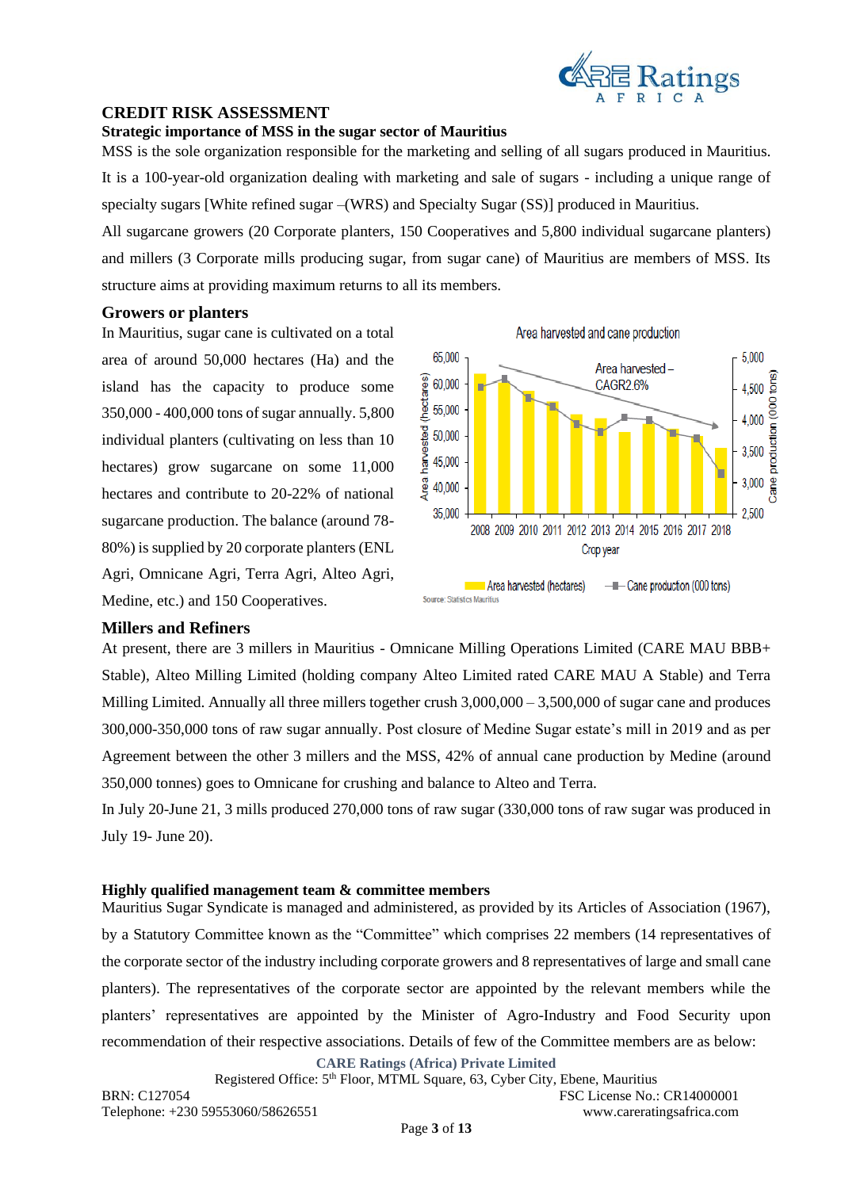## CREDIT RISK ASSESSMENT

### Strategic importance of MSS in the sugar sector of Mauritius

MSS is the sole organization responsible for the marketing and selling of all sugars produced in Mauritius. It is a 100-year-old organization dealing with marketing and sale of sugars - including a unique range of specialty sugars [White refined sugar –(WRS) and Specialty Sugar (SS)] produced in Mauritius.

All sugarcane growers (20 Corporate planters, 150 Cooperatives and 5,800 individual sugarcane planters) and millers (3 Corporate mills producing sugar, from sugar cane) of Mauritius are members of MSS. Its structure aims at providing maximum returns to all its members.

### Growers or planters

In Mauritius, sugar cane is cultivated on a total area of around 50,000 hectares (Ha) and the island has the capacity to produce some 350,000 - 400,000 tons of sugar annually. 5,800 individual planters (cultivating on less than 10 hectares) grow sugarcane on some 11,000 hectares and contribute to 20-22% of national sugarcane production. The balance (around 78-80%) is supplied by 20 corporate planters (ENL Agri, Omnicane Agri, Terra Agri, Alteo Agri, Medine, etc.) and 150 Cooperatives.

Area harvested and cane production

Source: Statistics Mauritius

### Millers and Refiners

At present, there are 3 millers in Mauritius - Omnicane Milling Operations Limited (CARE MAU BBB+ Stable), Alteo Milling Limited (holding company Alteo Limited rated CARE MAU A Stable) and Terra Milling Limited. Annually all three millers together crush 3,000,000 – 3,500,000 of sugar cane and produces 300,000-350,000 tons of raw sugar annually. Post closure of Medine Sugar estate's mill in 2019 and as per Agreement between the other 3 millers and the MSS, 42% of annual cane production by Medine (around 350,000 tonnes) goes to Omnicane for crushing and balance to Alteo and Terra.

In July 20-June 21, 3 mills produced 270,000 tons of raw sugar (330,000 tons of raw sugar was produced in July 19- June 20).

### Highly qualified management team & committee members

Mauritius Sugar Syndicate is managed and administered, as provided by its Articles of Association (1967), by a Statutory Committee known as the "Committee" which comprises 22 members (14 representatives of the corporate sector of the industry including corporate growers and 8 representatives of large and small cane planters). The representatives of the corporate sector are appointed by the relevant members while the planters' representatives are appointed by the Minister of Agro-Industry and Food Security upon recommendation of their respective associations. Details of few of the Committee members are as below: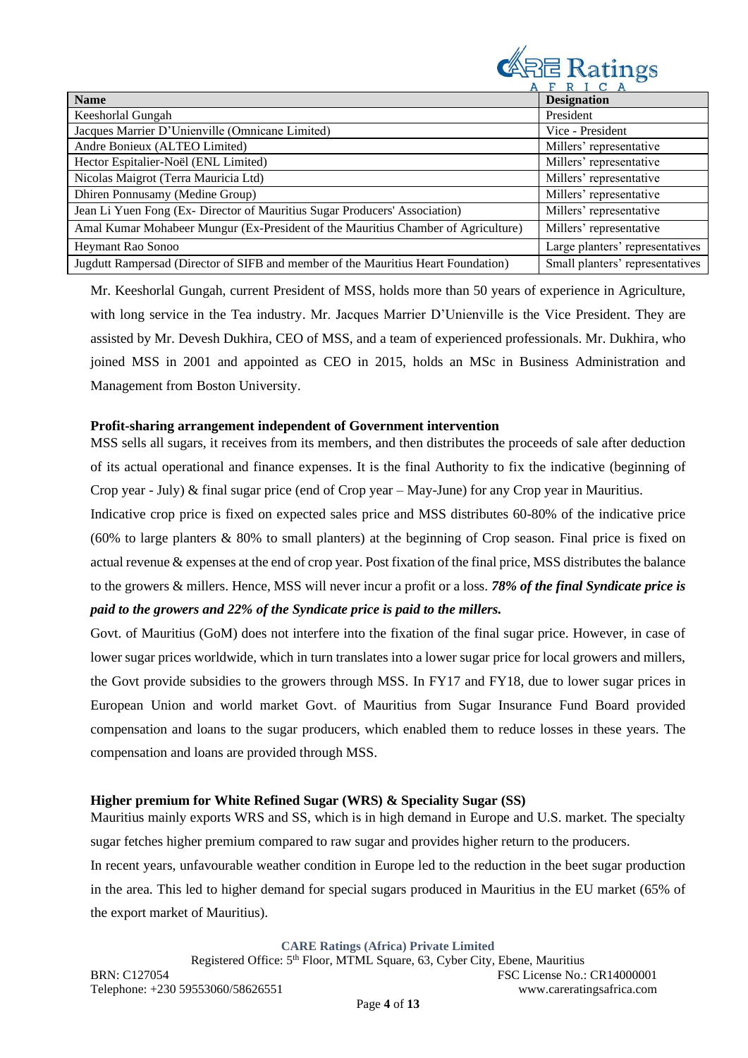| Name | Designation |
|---|---|
| Keeshorlal Gungah | President |
| Jacques Marrier D'Unienville (Omnicane Limited) | Vice - President |
| Andre Bonieux (ALTEO Limited) | Millers' representative |
| Hector Espitalier-Noël (ENL Limited) | Millers' representative |
| Nicolas Maigrot (Terra Mauricia Ltd) | Millers' representative |
| Dhiren Ponnusamy (Medine Group) | Millers' representative |
| Jean Li Yuen Fong (Ex- Director of Mauritius Sugar Producers' Association) | Millers' representative |
| Amal Kumar Mohabeer Mungur (Ex-President of the Mauritius Chamber of Agriculture) | Millers' representative |
| Heymant Rao Sonoo | Large planters' representatives |
| Jugdutt Rampersad (Director of SIFB and member of the Mauritius Heart Foundation) | Small planters' representatives |

Mr. Keeshorlal Gungah, current President of MSS, holds more than 50 years of experience in Agriculture, with long service in the Tea industry. Mr. Jacques Marrier D'Unienville is the Vice President. They are assisted by Mr. Devesh Dukhira, CEO of MSS, and a team of experienced professionals. Mr. Dukhira, who joined MSS in 2001 and appointed as CEO in 2015, holds an MSc in Business Administration and Management from Boston University.

**Profit-sharing arrangement independent of Government intervention**

MSS sells all sugars, it receives from its members, and then distributes the proceeds of sale after deduction of its actual operational and finance expenses. It is the final Authority to fix the indicative (beginning of Crop year - July) & final sugar price (end of Crop year – May-June) for any Crop year in Mauritius.

Indicative crop price is fixed on expected sales price and MSS distributes 60-80% of the indicative price (60% to large planters & 80% to small planters) at the beginning of Crop season. Final price is fixed on actual revenue & expenses at the end of crop year. Post fixation of the final price, MSS distributes the balance to the growers & millers. Hence, MSS will never incur a profit or a loss. ***78% of the final Syndicate price is paid to the growers and 22% of the Syndicate price is paid to the millers.***

Govt. of Mauritius (GoM) does not interfere into the fixation of the final sugar price. However, in case of lower sugar prices worldwide, which in turn translates into a lower sugar price for local growers and millers, the Govt provide subsidies to the growers through MSS. In FY17 and FY18, due to lower sugar prices in European Union and world market Govt. of Mauritius from Sugar Insurance Fund Board provided compensation and loans to the sugar producers, which enabled them to reduce losses in these years. The compensation and loans are provided through MSS.

**Higher premium for White Refined Sugar (WRS) & Speciality Sugar (SS)**

Mauritius mainly exports WRS and SS, which is in high demand in Europe and U.S. market. The specialty sugar fetches higher premium compared to raw sugar and provides higher return to the producers.

In recent years, unfavourable weather condition in Europe led to the reduction in the beet sugar production in the area. This led to higher demand for special sugars produced in Mauritius in the EU market (65% of the export market of Mauritius).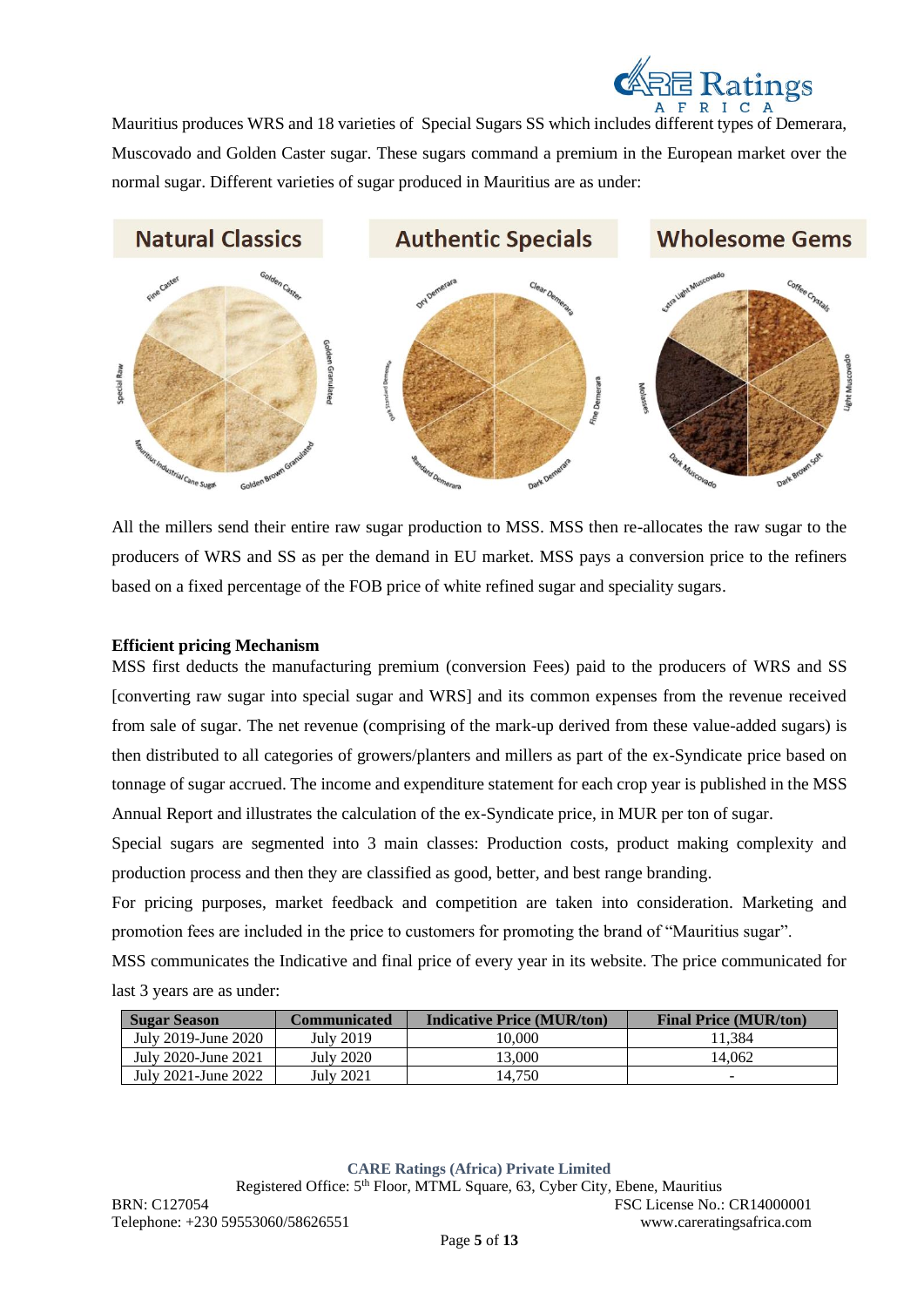Mauritius produces WRS and 18 varieties of Special Sugars SS which includes different types of Demerara, Muscovado and Golden Caster sugar. These sugars command a premium in the European market over the normal sugar. Different varieties of sugar produced in Mauritius are as under:

All the millers send their entire raw sugar production to MSS. MSS then re-allocates the raw sugar to the producers of WRS and SS as per the demand in EU market. MSS pays a conversion price to the refiners based on a fixed percentage of the FOB price of white refined sugar and speciality sugars.

**Efficient pricing Mechanism**

MSS first deducts the manufacturing premium (conversion Fees) paid to the producers of WRS and SS [converting raw sugar into special sugar and WRS] and its common expenses from the revenue received from sale of sugar. The net revenue (comprising of the mark-up derived from these value-added sugars) is then distributed to all categories of growers/planters and millers as part of the ex-Syndicate price based on tonnage of sugar accrued. The income and expenditure statement for each crop year is published in the MSS Annual Report and illustrates the calculation of the ex-Syndicate price, in MUR per ton of sugar.

Special sugars are segmented into 3 main classes: Production costs, product making complexity and production process and then they are classified as good, better, and best range branding.

For pricing purposes, market feedback and competition are taken into consideration. Marketing and promotion fees are included in the price to customers for promoting the brand of "Mauritius sugar".

MSS communicates the Indicative and final price of every year in its website. The price communicated for last 3 years are as under:

| Sugar Season | Communicated | Indicative Price (MUR/ton) | Final Price (MUR/ton) |
|---|---|---|---|
| July 2019-June 2020 | July 2019 | 10,000 | 11,384 |
| July 2020-June 2021 | July 2020 | 13,000 | 14,062 |
| July 2021-June 2022 | July 2021 | 14,750 | - |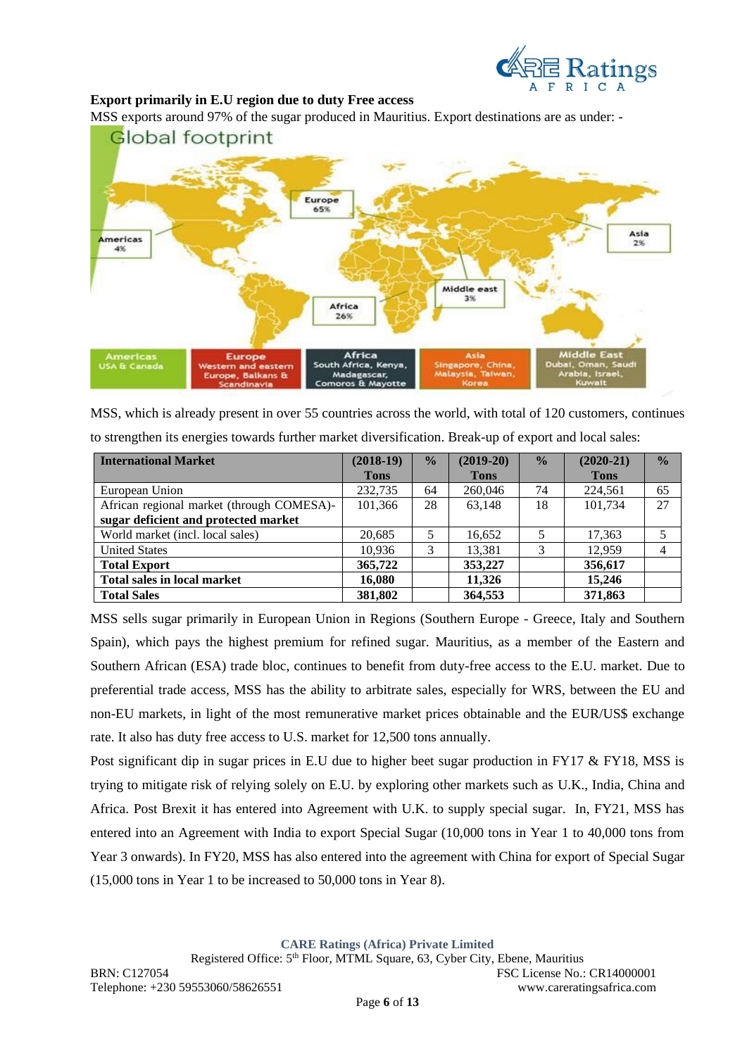**Export primarily in E.U region due to duty Free access**

MSS exports around 97% of the sugar produced in Mauritius. Export destinations are as under: -

Global footprint

Europe 65%

Americas 4%

Asia 2%

Middle east 3%

Africa 26%

| Americas | Europe | Africa | Asia | Middle East |
|---|---|---|---|---|
| USA & Canada | Western and eastern Europe, Balkans & Scandinavia | South Africa, Kenya, Madagascar, Comoros & Mayotte | Singapore, China, Malaysia, Taiwan, Korea | Dubai, Oman, Saudi Arabia, Israel, Kuwait |

MSS, which is already present in over 55 countries across the world, with total of 120 customers, continues to strengthen its energies towards further market diversification. Break-up of export and local sales:

| International Market | (2018-19) Tons | % | (2019-20) Tons | % | (2020-21) Tons | % |
|---|---|---|---|---|---|---|
| European Union | 232,735 | 64 | 260,046 | 74 | 224,561 | 65 |
| African regional market (through COMESA)- **sugar deficient and protected market** | 101,366 | 28 | 63,148 | 18 | 101,734 | 27 |
| World market (incl. local sales) | 20,685 | 5 | 16,652 | 5 | 17,363 | 5 |
| United States | 10,936 | 3 | 13,381 | 3 | 12,959 | 4 |
| **Total Export** | **365,722** | | **353,227** | | **356,617** | |
| **Total sales in local market** | **16,080** | | **11,326** | | **15,246** | |
| **Total Sales** | **381,802** | | **364,553** | | **371,863** | |

MSS sells sugar primarily in European Union in Regions (Southern Europe - Greece, Italy and Southern Spain), which pays the highest premium for refined sugar. Mauritius, as a member of the Eastern and Southern African (ESA) trade bloc, continues to benefit from duty-free access to the E.U. market. Due to preferential trade access, MSS has the ability to arbitrate sales, especially for WRS, between the EU and non-EU markets, in light of the most remunerative market prices obtainable and the EUR/US$ exchange rate. It also has duty free access to U.S. market for 12,500 tons annually.

Post significant dip in sugar prices in E.U due to higher beet sugar production in FY17 & FY18, MSS is trying to mitigate risk of relying solely on E.U. by exploring other markets such as U.K., India, China and Africa. Post Brexit it has entered into Agreement with U.K. to supply special sugar. In, FY21, MSS has entered into an Agreement with India to export Special Sugar (10,000 tons in Year 1 to 40,000 tons from Year 3 onwards). In FY20, MSS has also entered into the agreement with China for export of Special Sugar (15,000 tons in Year 1 to be increased to 50,000 tons in Year 8).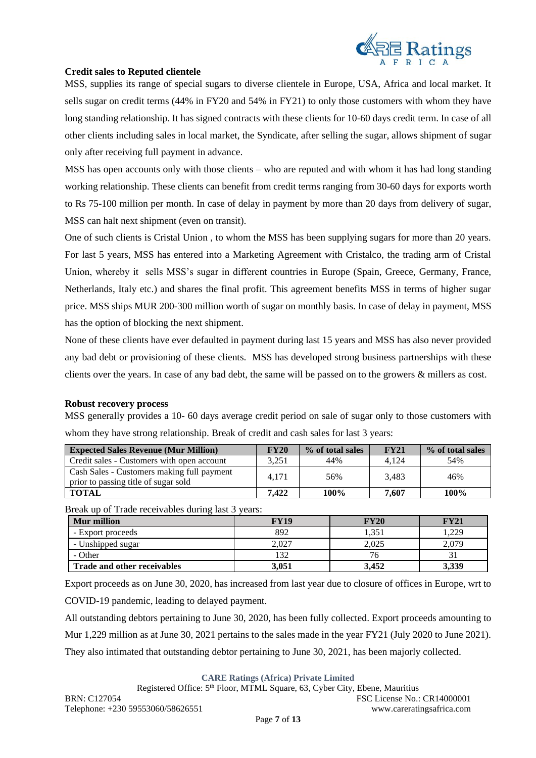**Credit sales to Reputed clientele**

MSS, supplies its range of special sugars to diverse clientele in Europe, USA, Africa and local market. It sells sugar on credit terms (44% in FY20 and 54% in FY21) to only those customers with whom they have long standing relationship. It has signed contracts with these clients for 10-60 days credit term. In case of all other clients including sales in local market, the Syndicate, after selling the sugar, allows shipment of sugar only after receiving full payment in advance.

MSS has open accounts only with those clients – who are reputed and with whom it has had long standing working relationship. These clients can benefit from credit terms ranging from 30-60 days for exports worth to Rs 75-100 million per month. In case of delay in payment by more than 20 days from delivery of sugar, MSS can halt next shipment (even on transit).

One of such clients is Cristal Union , to whom the MSS has been supplying sugars for more than 20 years. For last 5 years, MSS has entered into a Marketing Agreement with Cristalco, the trading arm of Cristal Union, whereby it sells MSS's sugar in different countries in Europe (Spain, Greece, Germany, France, Netherlands, Italy etc.) and shares the final profit. This agreement benefits MSS in terms of higher sugar price. MSS ships MUR 200-300 million worth of sugar on monthly basis. In case of delay in payment, MSS has the option of blocking the next shipment.

None of these clients have ever defaulted in payment during last 15 years and MSS has also never provided any bad debt or provisioning of these clients. MSS has developed strong business partnerships with these clients over the years. In case of any bad debt, the same will be passed on to the growers & millers as cost.

**Robust recovery process**

MSS generally provides a 10- 60 days average credit period on sale of sugar only to those customers with whom they have strong relationship. Break of credit and cash sales for last 3 years:

| Expected Sales Revenue (Mur Million) | FY20 | % of total sales | FY21 | % of total sales |
|---|---|---|---|---|
| Credit sales - Customers with open account | 3,251 | 44% | 4,124 | 54% |
| Cash Sales - Customers making full payment prior to passing title of sugar sold | 4,171 | 56% | 3,483 | 46% |
| **TOTAL** | **7,422** | **100%** | **7,607** | **100%** |

Break up of Trade receivables during last 3 years:

| Mur million | FY19 | FY20 | FY21 |
|---|---|---|---|
| - Export proceeds | 892 | 1,351 | 1,229 |
| - Unshipped sugar | 2,027 | 2,025 | 2,079 |
| - Other | 132 | 76 | 31 |
| **Trade and other receivables** | **3,051** | **3,452** | **3,339** |

Export proceeds as on June 30, 2020, has increased from last year due to closure of offices in Europe, wrt to COVID-19 pandemic, leading to delayed payment.

All outstanding debtors pertaining to June 30, 2020, has been fully collected. Export proceeds amounting to Mur 1,229 million as at June 30, 2021 pertains to the sales made in the year FY21 (July 2020 to June 2021). They also intimated that outstanding debtor pertaining to June 30, 2021, has been majorly collected.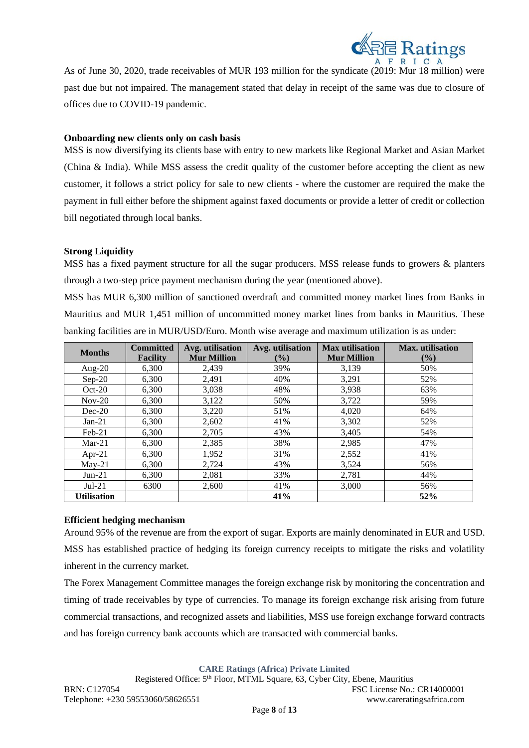As of June 30, 2020, trade receivables of MUR 193 million for the syndicate (2019: Mur 18 million) were past due but not impaired. The management stated that delay in receipt of the same was due to closure of offices due to COVID-19 pandemic.

**Onboarding new clients only on cash basis**

MSS is now diversifying its clients base with entry to new markets like Regional Market and Asian Market (China & India). While MSS assess the credit quality of the customer before accepting the client as new customer, it follows a strict policy for sale to new clients - where the customer are required the make the payment in full either before the shipment against faxed documents or provide a letter of credit or collection bill negotiated through local banks.

**Strong Liquidity**

MSS has a fixed payment structure for all the sugar producers. MSS release funds to growers & planters through a two-step price payment mechanism during the year (mentioned above).

MSS has MUR 6,300 million of sanctioned overdraft and committed money market lines from Banks in Mauritius and MUR 1,451 million of uncommitted money market lines from banks in Mauritius. These banking facilities are in MUR/USD/Euro. Month wise average and maximum utilization is as under:

| Months | Committed Facility | Avg. utilisation Mur Million | Avg. utilisation (%) | Max utilisation Mur Million | Max. utilisation (%) |
|---|---|---|---|---|---|
| Aug-20 | 6,300 | 2,439 | 39% | 3,139 | 50% |
| Sep-20 | 6,300 | 2,491 | 40% | 3,291 | 52% |
| Oct-20 | 6,300 | 3,038 | 48% | 3,938 | 63% |
| Nov-20 | 6,300 | 3,122 | 50% | 3,722 | 59% |
| Dec-20 | 6,300 | 3,220 | 51% | 4,020 | 64% |
| Jan-21 | 6,300 | 2,602 | 41% | 3,302 | 52% |
| Feb-21 | 6,300 | 2,705 | 43% | 3,405 | 54% |
| Mar-21 | 6,300 | 2,385 | 38% | 2,985 | 47% |
| Apr-21 | 6,300 | 1,952 | 31% | 2,552 | 41% |
| May-21 | 6,300 | 2,724 | 43% | 3,524 | 56% |
| Jun-21 | 6,300 | 2,081 | 33% | 2,781 | 44% |
| Jul-21 | 6300 | 2,600 | 41% | 3,000 | 56% |
| **Utilisation** | | | **41%** | | **52%** |

**Efficient hedging mechanism**

Around 95% of the revenue are from the export of sugar. Exports are mainly denominated in EUR and USD. MSS has established practice of hedging its foreign currency receipts to mitigate the risks and volatility inherent in the currency market.

The Forex Management Committee manages the foreign exchange risk by monitoring the concentration and timing of trade receivables by type of currencies. To manage its foreign exchange risk arising from future commercial transactions, and recognized assets and liabilities, MSS use foreign exchange forward contracts and has foreign currency bank accounts which are transacted with commercial banks.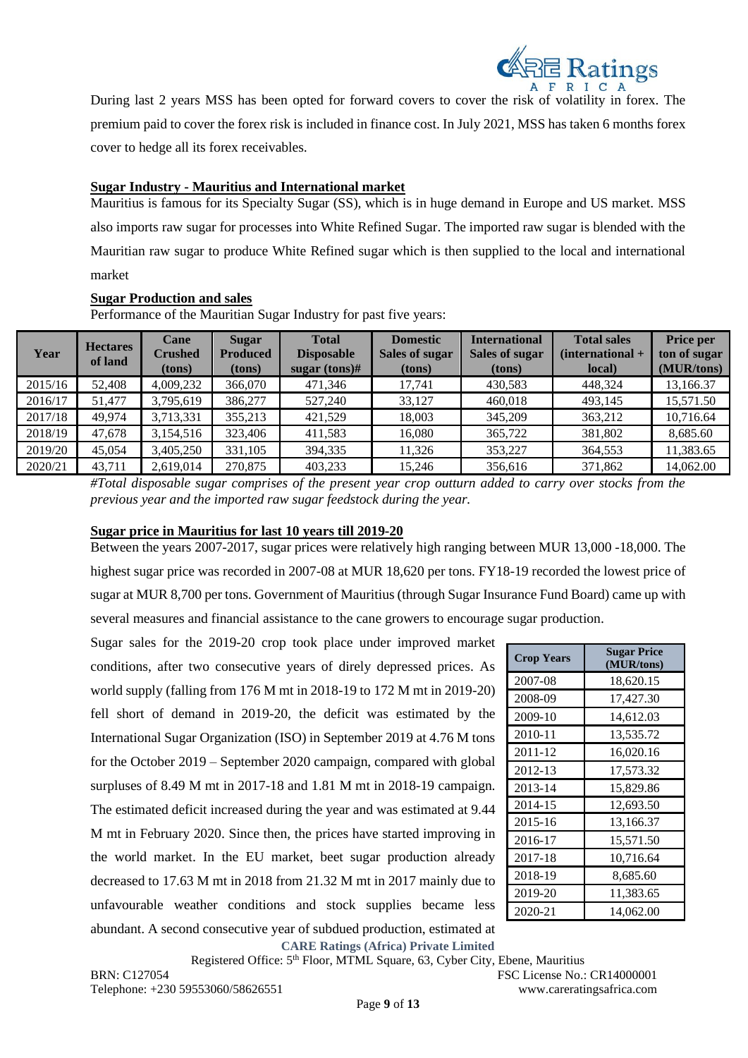During last 2 years MSS has been opted for forward covers to cover the risk of volatility in forex. The premium paid to cover the forex risk is included in finance cost. In July 2021, MSS has taken 6 months forex cover to hedge all its forex receivables.

**Sugar Industry - Mauritius and International market**

Mauritius is famous for its Specialty Sugar (SS), which is in huge demand in Europe and US market. MSS also imports raw sugar for processes into White Refined Sugar. The imported raw sugar is blended with the Mauritian raw sugar to produce White Refined sugar which is then supplied to the local and international market

**Sugar Production and sales**

Performance of the Mauritian Sugar Industry for past five years:

| Year | Hectares of land | Cane Crushed (tons) | Sugar Produced (tons) | Total Disposable sugar (tons)# | Domestic Sales of sugar (tons) | International Sales of sugar (tons) | Total sales (international + local) | Price per ton of sugar (MUR/tons) |
|---|---|---|---|---|---|---|---|---|
| 2015/16 | 52,408 | 4,009,232 | 366,070 | 471,346 | 17,741 | 430,583 | 448,324 | 13,166.37 |
| 2016/17 | 51,477 | 3,795,619 | 386,277 | 527,240 | 33,127 | 460,018 | 493,145 | 15,571.50 |
| 2017/18 | 49,974 | 3,713,331 | 355,213 | 421,529 | 18,003 | 345,209 | 363,212 | 10,716.64 |
| 2018/19 | 47,678 | 3,154,516 | 323,406 | 411,583 | 16,080 | 365,722 | 381,802 | 8,685.60 |
| 2019/20 | 45,054 | 3,405,250 | 331,105 | 394,335 | 11,326 | 353,227 | 364,553 | 11,383.65 |
| 2020/21 | 43,711 | 2,619,014 | 270,875 | 403,233 | 15,246 | 356,616 | 371,862 | 14,062.00 |

*#Total disposable sugar comprises of the present year crop outturn added to carry over stocks from the previous year and the imported raw sugar feedstock during the year.*

**Sugar price in Mauritius for last 10 years till 2019-20**

Between the years 2007-2017, sugar prices were relatively high ranging between MUR 13,000 -18,000. The highest sugar price was recorded in 2007-08 at MUR 18,620 per tons. FY18-19 recorded the lowest price of sugar at MUR 8,700 per tons. Government of Mauritius (through Sugar Insurance Fund Board) came up with several measures and financial assistance to the cane growers to encourage sugar production.

| Crop Years | Sugar Price (MUR/tons) |
|---|---|
| 2007-08 | 18,620.15 |
| 2008-09 | 17,427.30 |
| 2009-10 | 14,612.03 |
| 2010-11 | 13,535.72 |
| 2011-12 | 16,020.16 |
| 2012-13 | 17,573.32 |
| 2013-14 | 15,829.86 |
| 2014-15 | 12,693.50 |
| 2015-16 | 13,166.37 |
| 2016-17 | 15,571.50 |
| 2017-18 | 10,716.64 |
| 2018-19 | 8,685.60 |
| 2019-20 | 11,383.65 |
| 2020-21 | 14,062.00 |

Sugar sales for the 2019-20 crop took place under improved market conditions, after two consecutive years of direly depressed prices. As world supply (falling from 176 M mt in 2018-19 to 172 M mt in 2019-20) fell short of demand in 2019-20, the deficit was estimated by the International Sugar Organization (ISO) in September 2019 at 4.76 M tons for the October 2019 – September 2020 campaign, compared with global surpluses of 8.49 M mt in 2017-18 and 1.81 M mt in 2018-19 campaign. The estimated deficit increased during the year and was estimated at 9.44 M mt in February 2020. Since then, the prices have started improving in the world market. In the EU market, beet sugar production already decreased to 17.63 M mt in 2018 from 21.32 M mt in 2017 mainly due to unfavourable weather conditions and stock supplies became less abundant. A second consecutive year of subdued production, estimated at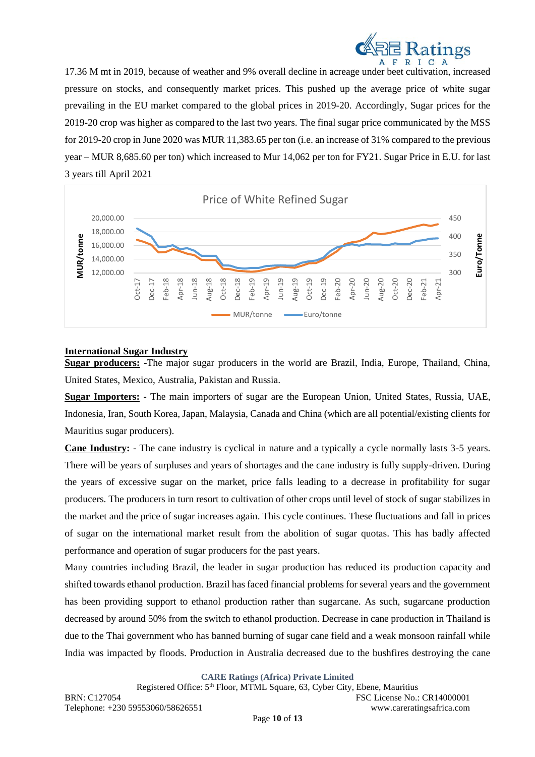17.36 M mt in 2019, because of weather and 9% overall decline in acreage under beet cultivation, increased pressure on stocks, and consequently market prices. This pushed up the average price of white sugar prevailing in the EU market compared to the global prices in 2019-20. Accordingly, Sugar prices for the 2019-20 crop was higher as compared to the last two years. The final sugar price communicated by the MSS for 2019-20 crop in June 2020 was MUR 11,383.65 per ton (i.e. an increase of 31% compared to the previous year – MUR 8,685.60 per ton) which increased to Mur 14,062 per ton for FY21. Sugar Price in E.U. for last 3 years till April 2021

Price of White Refined Sugar

**International Sugar Industry**

**Sugar producers:** -The major sugar producers in the world are Brazil, India, Europe, Thailand, China, United States, Mexico, Australia, Pakistan and Russia.

**Sugar Importers:** - The main importers of sugar are the European Union, United States, Russia, UAE, Indonesia, Iran, South Korea, Japan, Malaysia, Canada and China (which are all potential/existing clients for Mauritius sugar producers).

**Cane Industry:** - The cane industry is cyclical in nature and a typically a cycle normally lasts 3-5 years. There will be years of surpluses and years of shortages and the cane industry is fully supply-driven. During the years of excessive sugar on the market, price falls leading to a decrease in profitability for sugar producers. The producers in turn resort to cultivation of other crops until level of stock of sugar stabilizes in the market and the price of sugar increases again. This cycle continues. These fluctuations and fall in prices of sugar on the international market result from the abolition of sugar quotas. This has badly affected performance and operation of sugar producers for the past years.

Many countries including Brazil, the leader in sugar production has reduced its production capacity and shifted towards ethanol production. Brazil has faced financial problems for several years and the government has been providing support to ethanol production rather than sugarcane. As such, sugarcane production decreased by around 50% from the switch to ethanol production. Decrease in cane production in Thailand is due to the Thai government who has banned burning of sugar cane field and a weak monsoon rainfall while India was impacted by floods. Production in Australia decreased due to the bushfires destroying the cane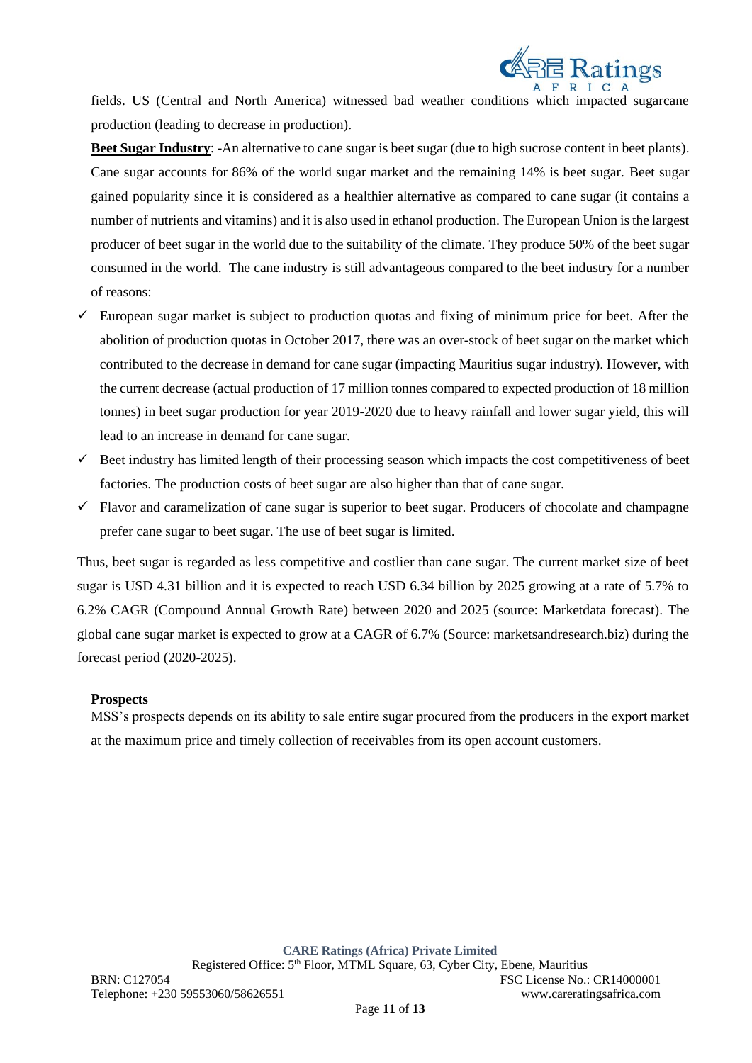fields. US (Central and North America) witnessed bad weather conditions which impacted sugarcane production (leading to decrease in production).

**Beet Sugar Industry**: -An alternative to cane sugar is beet sugar (due to high sucrose content in beet plants). Cane sugar accounts for 86% of the world sugar market and the remaining 14% is beet sugar. Beet sugar gained popularity since it is considered as a healthier alternative as compared to cane sugar (it contains a number of nutrients and vitamins) and it is also used in ethanol production. The European Union is the largest producer of beet sugar in the world due to the suitability of the climate. They produce 50% of the beet sugar consumed in the world. The cane industry is still advantageous compared to the beet industry for a number of reasons:

- ✓ European sugar market is subject to production quotas and fixing of minimum price for beet. After the abolition of production quotas in October 2017, there was an over-stock of beet sugar on the market which contributed to the decrease in demand for cane sugar (impacting Mauritius sugar industry). However, with the current decrease (actual production of 17 million tonnes compared to expected production of 18 million tonnes) in beet sugar production for year 2019-2020 due to heavy rainfall and lower sugar yield, this will lead to an increase in demand for cane sugar.
- ✓ Beet industry has limited length of their processing season which impacts the cost competitiveness of beet factories. The production costs of beet sugar are also higher than that of cane sugar.
- ✓ Flavor and caramelization of cane sugar is superior to beet sugar. Producers of chocolate and champagne prefer cane sugar to beet sugar. The use of beet sugar is limited.

Thus, beet sugar is regarded as less competitive and costlier than cane sugar. The current market size of beet sugar is USD 4.31 billion and it is expected to reach USD 6.34 billion by 2025 growing at a rate of 5.7% to 6.2% CAGR (Compound Annual Growth Rate) between 2020 and 2025 (source: Marketdata forecast). The global cane sugar market is expected to grow at a CAGR of 6.7% (Source: marketsandresearch.biz) during the forecast period (2020-2025).

**Prospects**

MSS's prospects depends on its ability to sale entire sugar procured from the producers in the export market at the maximum price and timely collection of receivables from its open account customers.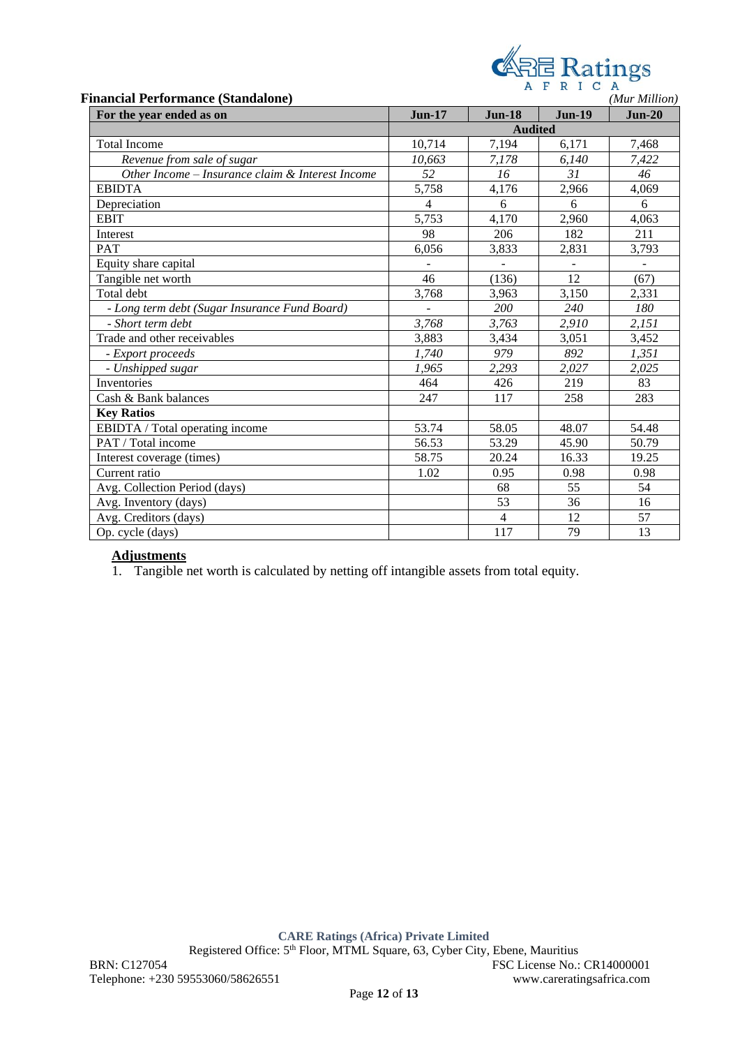**Financial Performance (Standalone)** *(Mur Million)*

| For the year ended as on | Jun-17 | Jun-18 | Jun-19 | Jun-20 |
|---|---|---|---|---|
| | Audited | | | |
| Total Income | 10,714 | 7,194 | 6,171 | 7,468 |
| *Revenue from sale of sugar* | *10,663* | *7,178* | *6,140* | *7,422* |
| *Other Income – Insurance claim & Interest Income* | *52* | *16* | *31* | *46* |
| EBIDTA | 5,758 | 4,176 | 2,966 | 4,069 |
| Depreciation | 4 | 6 | 6 | 6 |
| EBIT | 5,753 | 4,170 | 2,960 | 4,063 |
| Interest | 98 | 206 | 182 | 211 |
| PAT | 6,056 | 3,833 | 2,831 | 3,793 |
| Equity share capital | - | - | - | - |
| Tangible net worth | 46 | (136) | 12 | (67) |
| Total debt | 3,768 | 3,963 | 3,150 | 2,331 |
| *- Long term debt (Sugar Insurance Fund Board)* | - | *200* | *240* | *180* |
| *- Short term debt* | *3,768* | *3,763* | *2,910* | *2,151* |
| Trade and other receivables | 3,883 | 3,434 | 3,051 | 3,452 |
| *- Export proceeds* | *1,740* | *979* | *892* | *1,351* |
| *- Unshipped sugar* | *1,965* | *2,293* | *2,027* | *2,025* |
| Inventories | 464 | 426 | 219 | 83 |
| Cash & Bank balances | 247 | 117 | 258 | 283 |
| **Key Ratios** | | | | |
| EBIDTA / Total operating income | 53.74 | 58.05 | 48.07 | 54.48 |
| PAT / Total income | 56.53 | 53.29 | 45.90 | 50.79 |
| Interest coverage (times) | 58.75 | 20.24 | 16.33 | 19.25 |
| Current ratio | 1.02 | 0.95 | 0.98 | 0.98 |
| Avg. Collection Period (days) | | 68 | 55 | 54 |
| Avg. Inventory (days) | | 53 | 36 | 16 |
| Avg. Creditors (days) | | 4 | 12 | 57 |
| Op. cycle (days) | | 117 | 79 | 13 |

**Adjustments**

1. Tangible net worth is calculated by netting off intangible assets from total equity.

**CARE Ratings (Africa) Private Limited**
Registered Office: 5th Floor, MTML Square, 63, Cyber City, Ebene, Mauritius
BRN: C127054 FSC License No.: CR14000001
Telephone: +230 59553060/58626551 www.careratingsafrica.com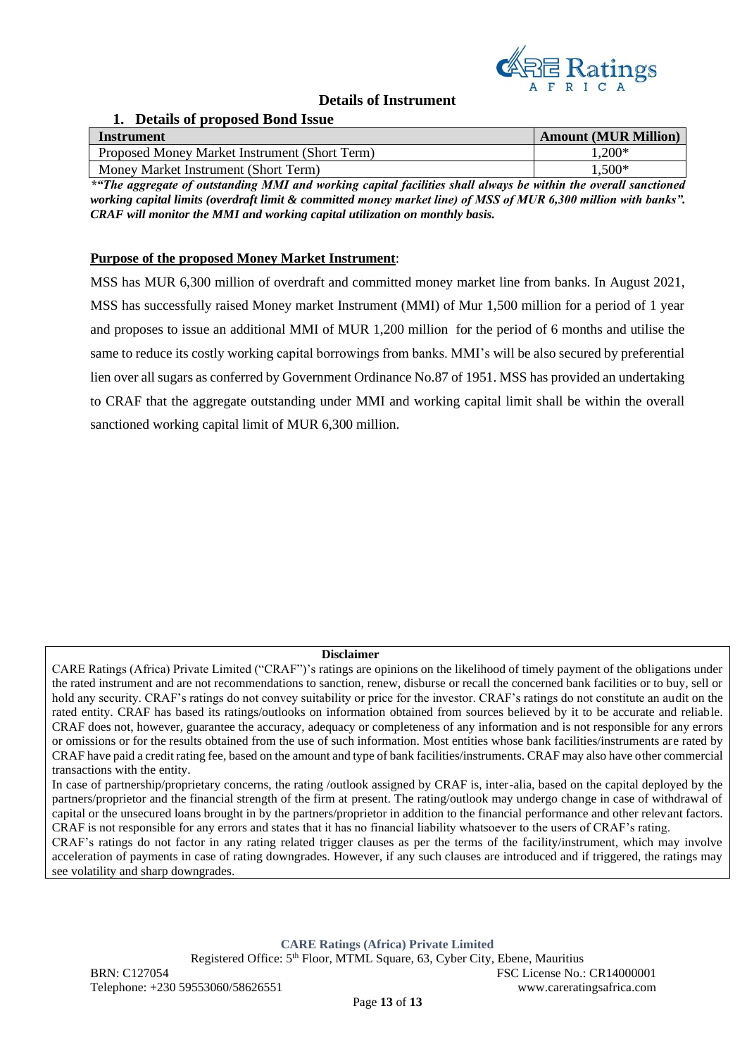## Details of Instrument

### 1. Details of proposed Bond Issue

| Instrument | Amount (MUR Million) |
|---|---|
| Proposed Money Market Instrument (Short Term) | 1,200* |
| Money Market Instrument (Short Term) | 1,500* |

***"The aggregate of outstanding MMI and working capital facilities shall always be within the overall sanctioned working capital limits (overdraft limit & committed money market line) of MSS of MUR 6,300 million with banks". CRAF will monitor the MMI and working capital utilization on monthly basis.***

**Purpose of the proposed Money Market Instrument**:

MSS has MUR 6,300 million of overdraft and committed money market line from banks. In August 2021, MSS has successfully raised Money market Instrument (MMI) of Mur 1,500 million for a period of 1 year and proposes to issue an additional MMI of MUR 1,200 million for the period of 6 months and utilise the same to reduce its costly working capital borrowings from banks. MMI's will be also secured by preferential lien over all sugars as conferred by Government Ordinance No.87 of 1951. MSS has provided an undertaking to CRAF that the aggregate outstanding under MMI and working capital limit shall be within the overall sanctioned working capital limit of MUR 6,300 million.

**Disclaimer**

CARE Ratings (Africa) Private Limited ("CRAF")'s ratings are opinions on the likelihood of timely payment of the obligations under the rated instrument and are not recommendations to sanction, renew, disburse or recall the concerned bank facilities or to buy, sell or hold any security. CRAF's ratings do not convey suitability or price for the investor. CRAF's ratings do not constitute an audit on the rated entity. CRAF has based its ratings/outlooks on information obtained from sources believed by it to be accurate and reliable. CRAF does not, however, guarantee the accuracy, adequacy or completeness of any information and is not responsible for any errors or omissions or for the results obtained from the use of such information. Most entities whose bank facilities/instruments are rated by CRAF have paid a credit rating fee, based on the amount and type of bank facilities/instruments. CRAF may also have other commercial transactions with the entity.

In case of partnership/proprietary concerns, the rating /outlook assigned by CRAF is, inter-alia, based on the capital deployed by the partners/proprietor and the financial strength of the firm at present. The rating/outlook may undergo change in case of withdrawal of capital or the unsecured loans brought in by the partners/proprietor in addition to the financial performance and other relevant factors. CRAF is not responsible for any errors and states that it has no financial liability whatsoever to the users of CRAF's rating.

CRAF's ratings do not factor in any rating related trigger clauses as per the terms of the facility/instrument, which may involve acceleration of payments in case of rating downgrades. However, if any such clauses are introduced and if triggered, the ratings may see volatility and sharp downgrades.